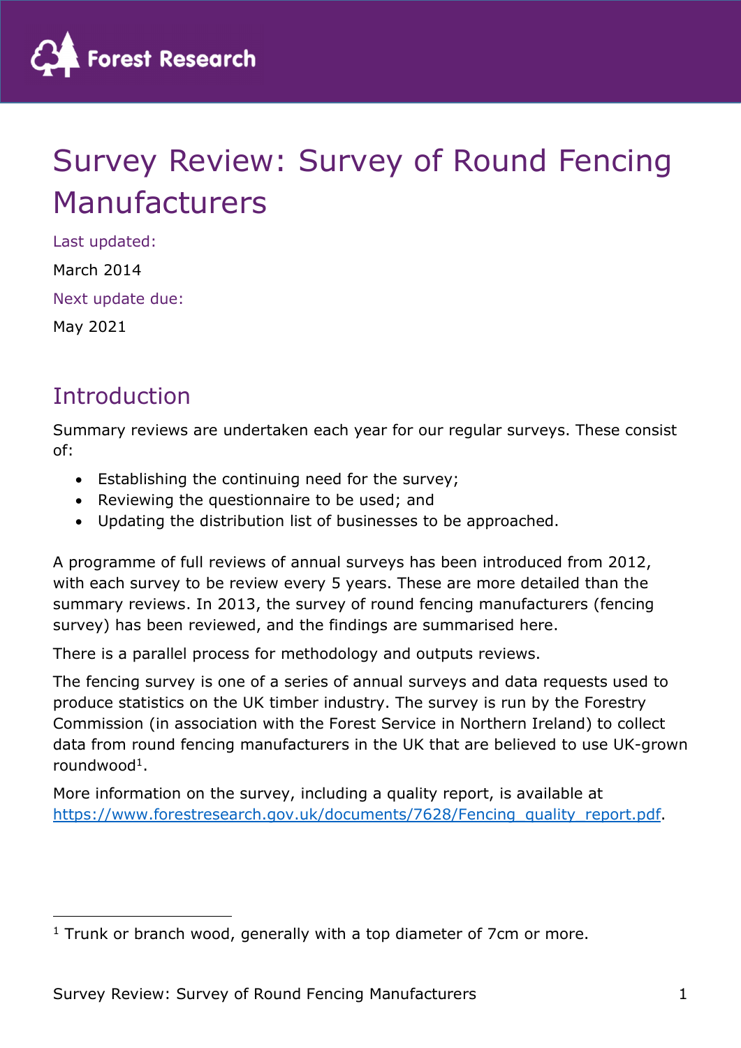# Survey Review: Survey of Round Fencing Manufacturers

Last updated:

March 2014

Next update due:

May 2021

## Introduction

Summary reviews are undertaken each year for our regular surveys. These consist of:

- Establishing the continuing need for the survey;
- Reviewing the questionnaire to be used; and
- Updating the distribution list of businesses to be approached.

A programme of full reviews of annual surveys has been introduced from 2012, with each survey to be review every 5 years. These are more detailed than the summary reviews. In 2013, the survey of round fencing manufacturers (fencing survey) has been reviewed, and the findings are summarised here.

There is a parallel process for methodology and outputs reviews.

The fencing survey is one of a series of annual surveys and data requests used to produce statistics on the UK timber industry. The survey is run by the Forestry Commission (in association with the Forest Service in Northern Ireland) to collect data from round fencing manufacturers in the UK that are believed to use UK-grown roundwood[1].

More information on the survey, including a quality report, is available at [https://www.forestresearch.gov.uk/documents/7628/Fencing_quality_report.pdf](https://www.forestresearch.gov.uk/documents/7628/Fencing_quality_report.pdf).

[1] Trunk or branch wood, generally with a top diameter of 7cm or more.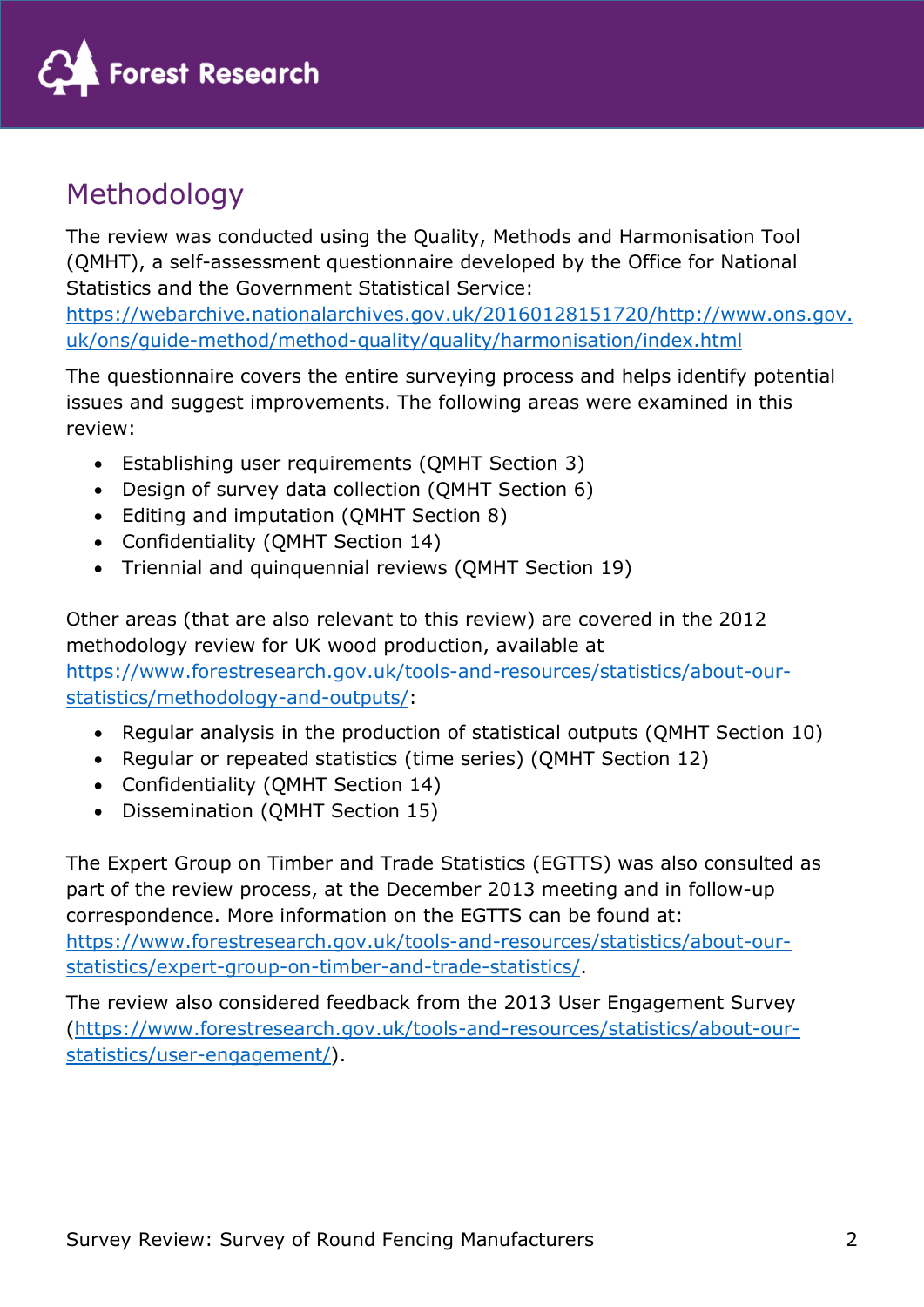# Methodology

The review was conducted using the Quality, Methods and Harmonisation Tool (QMHT), a self-assessment questionnaire developed by the Office for National Statistics and the Government Statistical Service: https://webarchive.nationalarchives.gov.uk/20160128151720/http://www.ons.gov.uk/ons/guide-method/method-quality/quality/harmonisation/index.html

The questionnaire covers the entire surveying process and helps identify potential issues and suggest improvements. The following areas were examined in this review:

- Establishing user requirements (QMHT Section 3)
- Design of survey data collection (QMHT Section 6)
- Editing and imputation (QMHT Section 8)
- Confidentiality (QMHT Section 14)
- Triennial and quinquennial reviews (QMHT Section 19)

Other areas (that are also relevant to this review) are covered in the 2012 methodology review for UK wood production, available at https://www.forestresearch.gov.uk/tools-and-resources/statistics/about-our-statistics/methodology-and-outputs/:

- Regular analysis in the production of statistical outputs (QMHT Section 10)
- Regular or repeated statistics (time series) (QMHT Section 12)
- Confidentiality (QMHT Section 14)
- Dissemination (QMHT Section 15)

The Expert Group on Timber and Trade Statistics (EGTTS) was also consulted as part of the review process, at the December 2013 meeting and in follow-up correspondence. More information on the EGTTS can be found at: https://www.forestresearch.gov.uk/tools-and-resources/statistics/about-our-statistics/expert-group-on-timber-and-trade-statistics/.

The review also considered feedback from the 2013 User Engagement Survey (https://www.forestresearch.gov.uk/tools-and-resources/statistics/about-our-statistics/user-engagement/).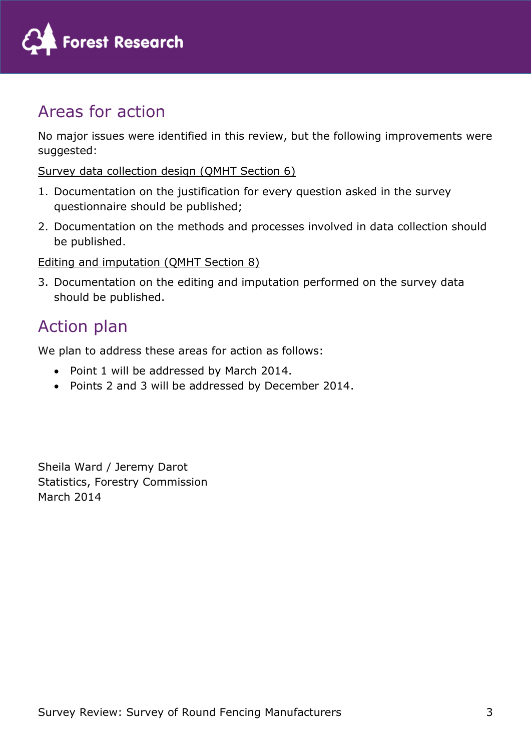## Areas for action

No major issues were identified in this review, but the following improvements were suggested:

<u>Survey data collection design (QMHT Section 6)</u>

1. Documentation on the justification for every question asked in the survey questionnaire should be published;
2. Documentation on the methods and processes involved in data collection should be published.

<u>Editing and imputation (QMHT Section 8)</u>

3. Documentation on the editing and imputation performed on the survey data should be published.

## Action plan

We plan to address these areas for action as follows:

- Point 1 will be addressed by March 2014.
- Points 2 and 3 will be addressed by December 2014.

Sheila Ward / Jeremy Darot
Statistics, Forestry Commission
March 2014